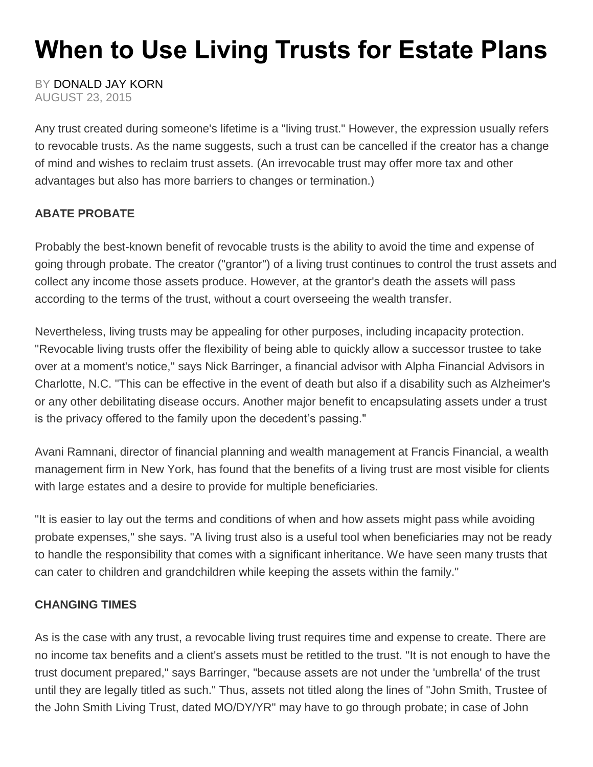# When to Use Living Trusts for Estate Plans

BY DONALD JAY KORN
AUGUST 23, 2015

Any trust created during someone's lifetime is a "living trust." However, the expression usually refers to revocable trusts. As the name suggests, such a trust can be cancelled if the creator has a change of mind and wishes to reclaim trust assets. (An irrevocable trust may offer more tax and other advantages but also has more barriers to changes or termination.)

**ABATE PROBATE**

Probably the best-known benefit of revocable trusts is the ability to avoid the time and expense of going through probate. The creator ("grantor") of a living trust continues to control the trust assets and collect any income those assets produce. However, at the grantor's death the assets will pass according to the terms of the trust, without a court overseeing the wealth transfer.

Nevertheless, living trusts may be appealing for other purposes, including incapacity protection. "Revocable living trusts offer the flexibility of being able to quickly allow a successor trustee to take over at a moment's notice," says Nick Barringer, a financial advisor with Alpha Financial Advisors in Charlotte, N.C. "This can be effective in the event of death but also if a disability such as Alzheimer's or any other debilitating disease occurs. Another major benefit to encapsulating assets under a trust is the privacy offered to the family upon the decedent's passing."

Avani Ramnani, director of financial planning and wealth management at Francis Financial, a wealth management firm in New York, has found that the benefits of a living trust are most visible for clients with large estates and a desire to provide for multiple beneficiaries.

"It is easier to lay out the terms and conditions of when and how assets might pass while avoiding probate expenses," she says. "A living trust also is a useful tool when beneficiaries may not be ready to handle the responsibility that comes with a significant inheritance. We have seen many trusts that can cater to children and grandchildren while keeping the assets within the family."

**CHANGING TIMES**

As is the case with any trust, a revocable living trust requires time and expense to create. There are no income tax benefits and a client's assets must be retitled to the trust. "It is not enough to have the trust document prepared," says Barringer, "because assets are not under the 'umbrella' of the trust until they are legally titled as such." Thus, assets not titled along the lines of "John Smith, Trustee of the John Smith Living Trust, dated MO/DY/YR" may have to go through probate; in case of John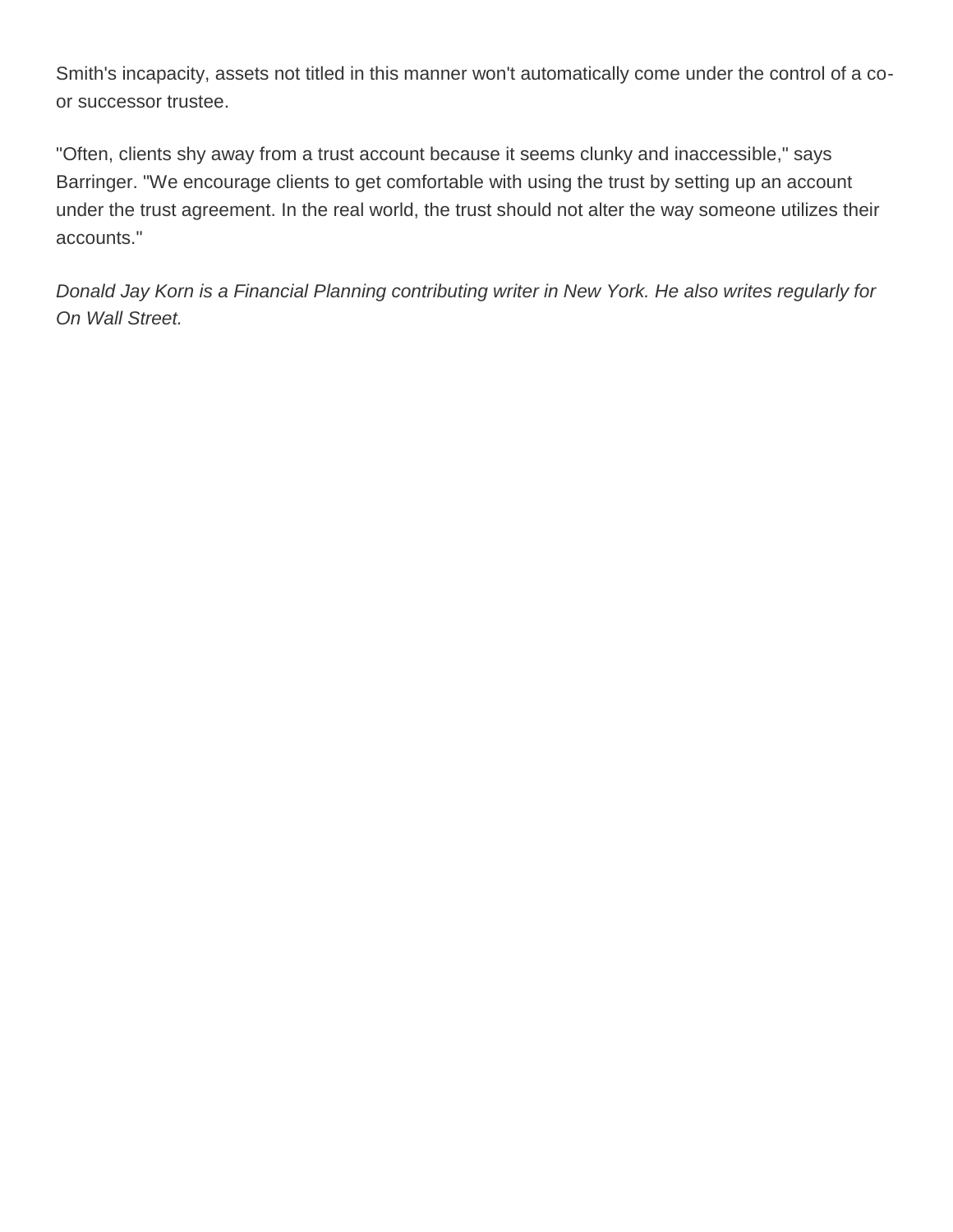Smith's incapacity, assets not titled in this manner won't automatically come under the control of a co- or successor trustee.

"Often, clients shy away from a trust account because it seems clunky and inaccessible," says Barringer. "We encourage clients to get comfortable with using the trust by setting up an account under the trust agreement. In the real world, the trust should not alter the way someone utilizes their accounts."

*Donald Jay Korn is a Financial Planning contributing writer in New York. He also writes regularly for On Wall Street.*